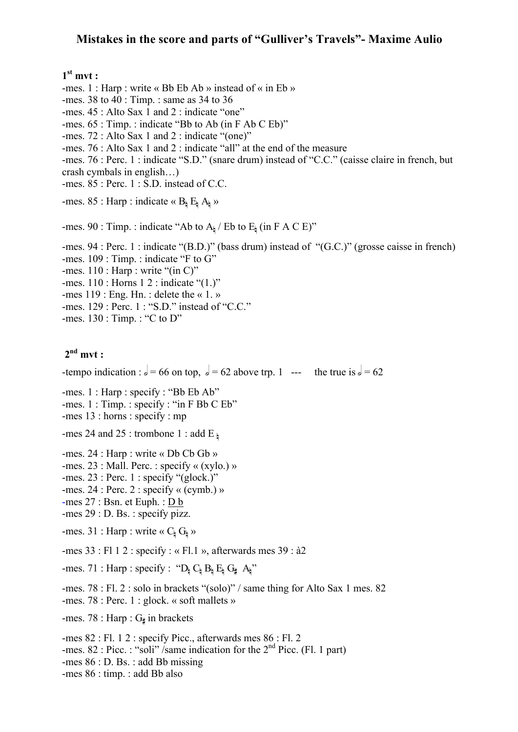# Mistakes in the score and parts of "Gulliver's Travels"- Maxime Aulio

**1st mvt :**

-mes. 1 : Harp : write « Bb Eb Ab » instead of « in Eb »
-mes. 38 to 40 : Timp. : same as 34 to 36
-mes. 45 : Alto Sax 1 and 2 : indicate "one"
-mes. 65 : Timp. : indicate "Bb to Ab (in F Ab C Eb)"
-mes. 72 : Alto Sax 1 and 2 : indicate "(one)"
-mes. 76 : Alto Sax 1 and 2 : indicate "all" at the end of the measure
-mes. 76 : Perc. 1 : indicate "S.D." (snare drum) instead of "C.C." (caisse claire in french, but crash cymbals in english…)
-mes. 85 : Perc. 1 : S.D. instead of C.C.

-mes. 85 : Harp : indicate « B♮ E♮ A♮ »

-mes. 90 : Timp. : indicate "Ab to A♮ / Eb to E♮ (in F A C E)"

-mes. 94 : Perc. 1 : indicate "(B.D.)" (bass drum) instead of "(G.C.)" (grosse caisse in french)
-mes. 109 : Timp. : indicate "F to G"
-mes. 110 : Harp : write "(in C)"
-mes. 110 : Horns 1 2 : indicate "(1.)"
-mes 119 : Eng. Hn. : delete the « 1. »
-mes. 129 : Perc. 1 : "S.D." instead of "C.C."
-mes. 130 : Timp. : "C to D"

**2nd mvt :**

-tempo indication : 𝅗𝅥 = 66 on top, 𝅗𝅥 = 62 above trp. 1 --- the true is 𝅗𝅥 = 62

-mes. 1 : Harp : specify : "Bb Eb Ab"
-mes. 1 : Timp. : specify : "in F Bb C Eb"
-mes 13 : horns : specify : mp

-mes 24 and 25 : trombone 1 : add E ♮

-mes. 24 : Harp : write « Db Cb Gb »
-mes. 23 : Mall. Perc. : specify « (xylo.) »
-mes. 23 : Perc. 1 : specify "(glock.)"
-mes. 24 : Perc. 2 : specify « (cymb.) »
-mes 27 : Bsn. et Euph. : D b
-mes 29 : D. Bs. : specify pizz.

-mes. 31 : Harp : write « C♮ G♮ »

-mes 33 : Fl 1 2 : specify : « Fl.1 », afterwards mes 39 : à2

-mes. 71 : Harp : specify : "D♮ C♮ B♮ E♮ G♯ A♮"

-mes. 78 : Fl. 2 : solo in brackets "(solo)" / same thing for Alto Sax 1 mes. 82
-mes. 78 : Perc. 1 : glock. « soft mallets »

-mes. 78 : Harp : G♯ in brackets

-mes 82 : Fl. 1 2 : specify Picc., afterwards mes 86 : Fl. 2
-mes. 82 : Picc. : "soli" /same indication for the 2nd Picc. (Fl. 1 part)
-mes 86 : D. Bs. : add Bb missing
-mes 86 : timp. : add Bb also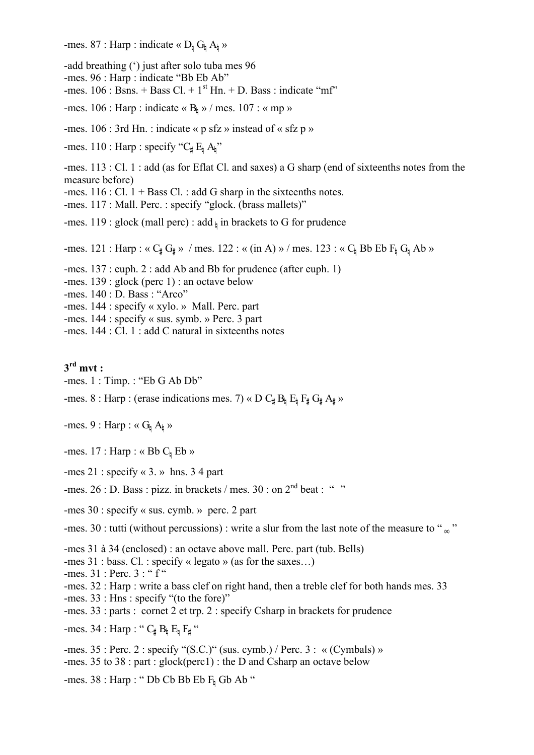-mes. 87 : Harp : indicate « D♮ G♮ A♮ »

-add breathing (‘) just after solo tuba mes 96
-mes. 96 : Harp : indicate “Bb Eb Ab”
-mes. 106 : Bsns. + Bass Cl. + 1st Hn. + D. Bass : indicate “mf”

-mes. 106 : Harp : indicate « B♮ » / mes. 107 : « mp »

-mes. 106 : 3rd Hn. : indicate « p sfz » instead of « sfz p »

-mes. 110 : Harp : specify “C♯ E♮ A♮”

-mes. 113 : Cl. 1 : add (as for Eflat Cl. and saxes) a G sharp (end of sixteenths notes from the measure before)
-mes. 116 : Cl. 1 + Bass Cl. : add G sharp in the sixteenths notes.
-mes. 117 : Mall. Perc. : specify “glock. (brass mallets)”

-mes. 119 : glock (mall perc) : add ♮ in brackets to G for prudence

-mes. 121 : Harp : « C♯ G♯ » / mes. 122 : « (in A) » / mes. 123 : « C♮ Bb Eb F♮ G♮ Ab »

-mes. 137 : euph. 2 : add Ab and Bb for prudence (after euph. 1)
-mes. 139 : glock (perc 1) : an octave below
-mes. 140 : D. Bass : “Arco”
-mes. 144 : specify « xylo. » Mall. Perc. part
-mes. 144 : specify « sus. symb. » Perc. 3 part
-mes. 144 : Cl. 1 : add C natural in sixteenths notes

## 3rd mvt :

-mes. 1 : Timp. : “Eb G Ab Db”

-mes. 8 : Harp : (erase indications mes. 7) « D C♯ B♮ E♮ F♯ G♯ A♯ »

-mes. 9 : Harp : « G♮ A♮ »

-mes. 17 : Harp : « Bb C♮ Eb »

-mes 21 : specify « 3. » hns. 3 4 part

-mes. 26 : D. Bass : pizz. in brackets / mes. 30 : on 2nd beat : “ ”

-mes 30 : specify « sus. cymb. » perc. 2 part

-mes. 30 : tutti (without percussions) : write a slur from the last note of the measure to “ ”

-mes 31 à 34 (enclosed) : an octave above mall. Perc. part (tub. Bells)
-mes 31 : bass. Cl. : specify « legato » (as for the saxes…)
-mes. 31 : Perc. 3 : “ f “
-mes. 32 : Harp : write a bass clef on right hand, then a treble clef for both hands mes. 33
-mes. 33 : Hns : specify “(to the fore)”
-mes. 33 : parts : cornet 2 et trp. 2 : specify Csharp in brackets for prudence

-mes. 34 : Harp : “ C♯ B♮ E♮ F♯ “

-mes. 35 : Perc. 2 : specify “(S.C.)“ (sus. cymb.) / Perc. 3 : « (Cymbals) »
-mes. 35 to 38 : part : glock(perc1) : the D and Csharp an octave below

-mes. 38 : Harp : “ Db Cb Bb Eb F♮ Gb Ab “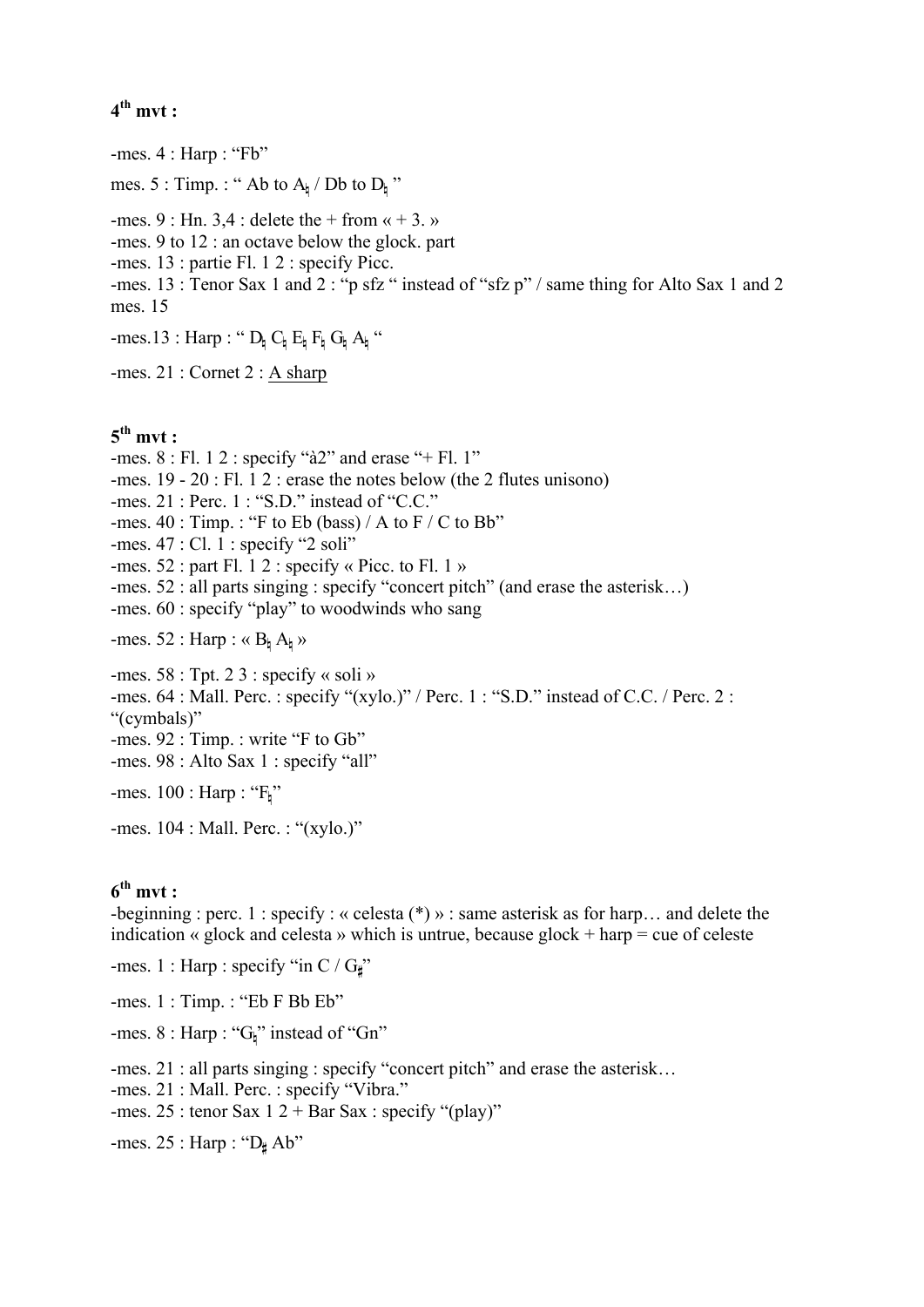**4th mvt :**

-mes. 4 : Harp : "Fb"

mes. 5 : Timp. : " Ab to A♮ / Db to D♮ "

-mes. 9 : Hn. 3,4 : delete the + from « + 3. »
-mes. 9 to 12 : an octave below the glock. part
-mes. 13 : partie Fl. 1 2 : specify Picc.
-mes. 13 : Tenor Sax 1 and 2 : "p sfz " instead of "sfz p" / same thing for Alto Sax 1 and 2 mes. 15

-mes.13 : Harp : " D♮ C♮ E♮ F♮ G♮ A♮ "

-mes. 21 : Cornet 2 : <u>A sharp</u>

**5th mvt :**

-mes. 8 : Fl. 1 2 : specify "à2" and erase "+ Fl. 1"
-mes. 19 - 20 : Fl. 1 2 : erase the notes below (the 2 flutes unisono)
-mes. 21 : Perc. 1 : "S.D." instead of "C.C."
-mes. 40 : Timp. : "F to Eb (bass) / A to F / C to Bb"
-mes. 47 : Cl. 1 : specify "2 soli"
-mes. 52 : part Fl. 1 2 : specify « Picc. to Fl. 1 »
-mes. 52 : all parts singing : specify "concert pitch" (and erase the asterisk…)
-mes. 60 : specify "play" to woodwinds who sang

-mes. 52 : Harp : « B♮ A♮ »

-mes. 58 : Tpt. 2 3 : specify « soli »
-mes. 64 : Mall. Perc. : specify "(xylo.)" / Perc. 1 : "S.D." instead of C.C. / Perc. 2 : "(cymbals)"
-mes. 92 : Timp. : write "F to Gb"
-mes. 98 : Alto Sax 1 : specify "all"

-mes. 100 : Harp : "F♮"

-mes. 104 : Mall. Perc. : "(xylo.)"

**6th mvt :**

-beginning : perc. 1 : specify : « celesta (*) » : same asterisk as for harp… and delete the indication « glock and celesta » which is untrue, because glock + harp = cue of celeste

-mes. 1 : Harp : specify "in C / G♯"

-mes. 1 : Timp. : "Eb F Bb Eb"

-mes. 8 : Harp : "G♮" instead of "Gn"

-mes. 21 : all parts singing : specify "concert pitch" and erase the asterisk…
-mes. 21 : Mall. Perc. : specify "Vibra."
-mes. 25 : tenor Sax 1 2 + Bar Sax : specify "(play)"

-mes. 25 : Harp : "D♯ Ab"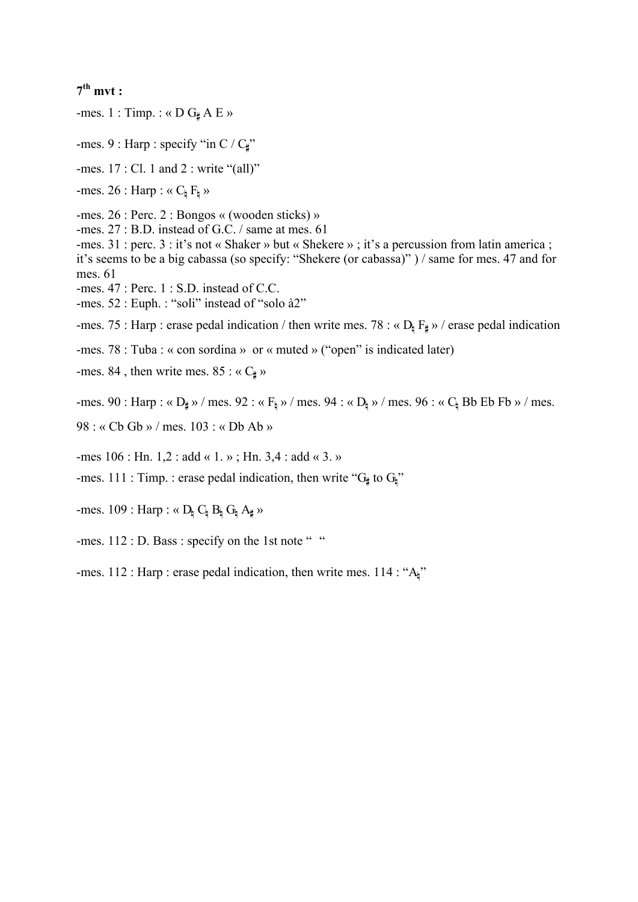**7$^{th}$ mvt :**

-mes. 1 : Timp. : « D G♯ A E »

-mes. 9 : Harp : specify "in C / C♯"

-mes. 17 : Cl. 1 and 2 : write "(all)"

-mes. 26 : Harp : « C♮ F♮ »

-mes. 26 : Perc. 2 : Bongos « (wooden sticks) »
-mes. 27 : B.D. instead of G.C. / same at mes. 61
-mes. 31 : perc. 3 : it's not « Shaker » but « Shekere » ; it's a percussion from latin america ; it's seems to be a big cabassa (so specify: "Shekere (or cabassa)" ) / same for mes. 47 and for mes. 61
-mes. 47 : Perc. 1 : S.D. instead of C.C.
-mes. 52 : Euph. : "soli" instead of "solo à2"

-mes. 75 : Harp : erase pedal indication / then write mes. 78 : « D♮ F♯ » / erase pedal indication

-mes. 78 : Tuba : « con sordina » or « muted » ("open" is indicated later)

-mes. 84 , then write mes. 85 : « C♯ »

-mes. 90 : Harp : « D♯ » / mes. 92 : « F♮ » / mes. 94 : « D♮ » / mes. 96 : « C♮ Bb Eb Fb » / mes. 98 : « Cb Gb » / mes. 103 : « Db Ab »

-mes 106 : Hn. 1,2 : add « 1. » ; Hn. 3,4 : add « 3. »

-mes. 111 : Timp. : erase pedal indication, then write "G♯ to G♮"

-mes. 109 : Harp : « D♮ C♮ B♮ G♮ A♯ »

-mes. 112 : D. Bass : specify on the 1st note " "

-mes. 112 : Harp : erase pedal indication, then write mes. 114 : "A♮"